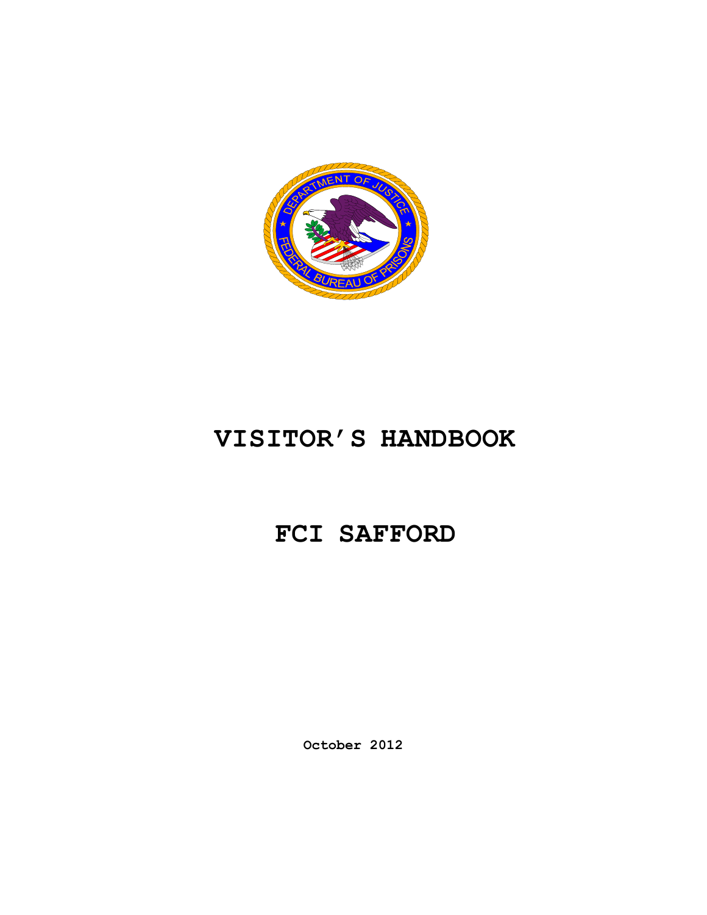# VISITOR'S HANDBOOK

# FCI SAFFORD

**October 2012**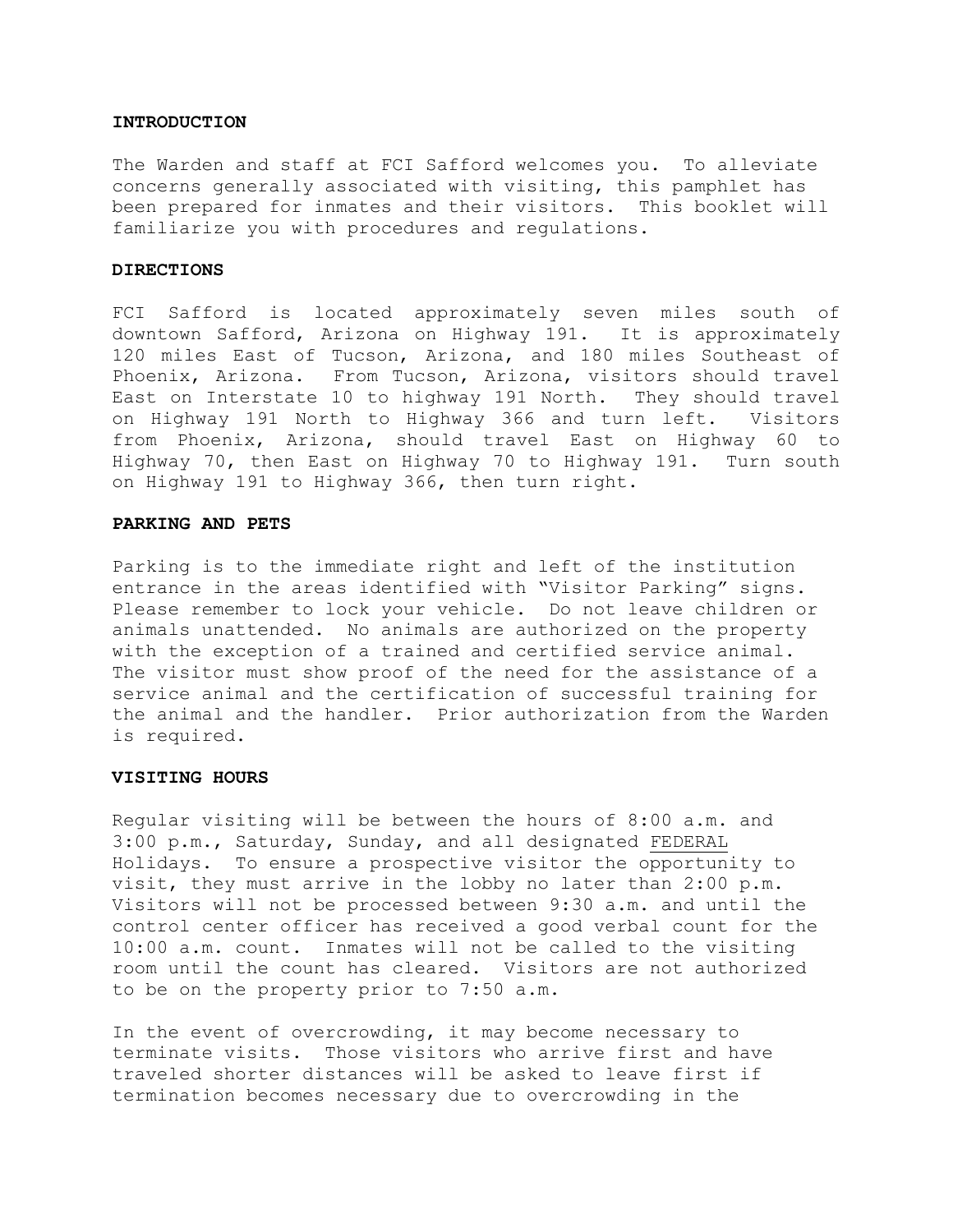## INTRODUCTION

The Warden and staff at FCI Safford welcomes you. To alleviate concerns generally associated with visiting, this pamphlet has been prepared for inmates and their visitors. This booklet will familiarize you with procedures and regulations.

## DIRECTIONS

FCI Safford is located approximately seven miles south of downtown Safford, Arizona on Highway 191. It is approximately 120 miles East of Tucson, Arizona, and 180 miles Southeast of Phoenix, Arizona. From Tucson, Arizona, visitors should travel East on Interstate 10 to highway 191 North. They should travel on Highway 191 North to Highway 366 and turn left. Visitors from Phoenix, Arizona, should travel East on Highway 60 to Highway 70, then East on Highway 70 to Highway 191. Turn south on Highway 191 to Highway 366, then turn right.

## PARKING AND PETS

Parking is to the immediate right and left of the institution entrance in the areas identified with "Visitor Parking" signs. Please remember to lock your vehicle. Do not leave children or animals unattended. No animals are authorized on the property with the exception of a trained and certified service animal. The visitor must show proof of the need for the assistance of a service animal and the certification of successful training for the animal and the handler. Prior authorization from the Warden is required.

## VISITING HOURS

Regular visiting will be between the hours of 8:00 a.m. and 3:00 p.m., Saturday, Sunday, and all designated FEDERAL Holidays. To ensure a prospective visitor the opportunity to visit, they must arrive in the lobby no later than 2:00 p.m. Visitors will not be processed between 9:30 a.m. and until the control center officer has received a good verbal count for the 10:00 a.m. count. Inmates will not be called to the visiting room until the count has cleared. Visitors are not authorized to be on the property prior to 7:50 a.m.

In the event of overcrowding, it may become necessary to terminate visits. Those visitors who arrive first and have traveled shorter distances will be asked to leave first if termination becomes necessary due to overcrowding in the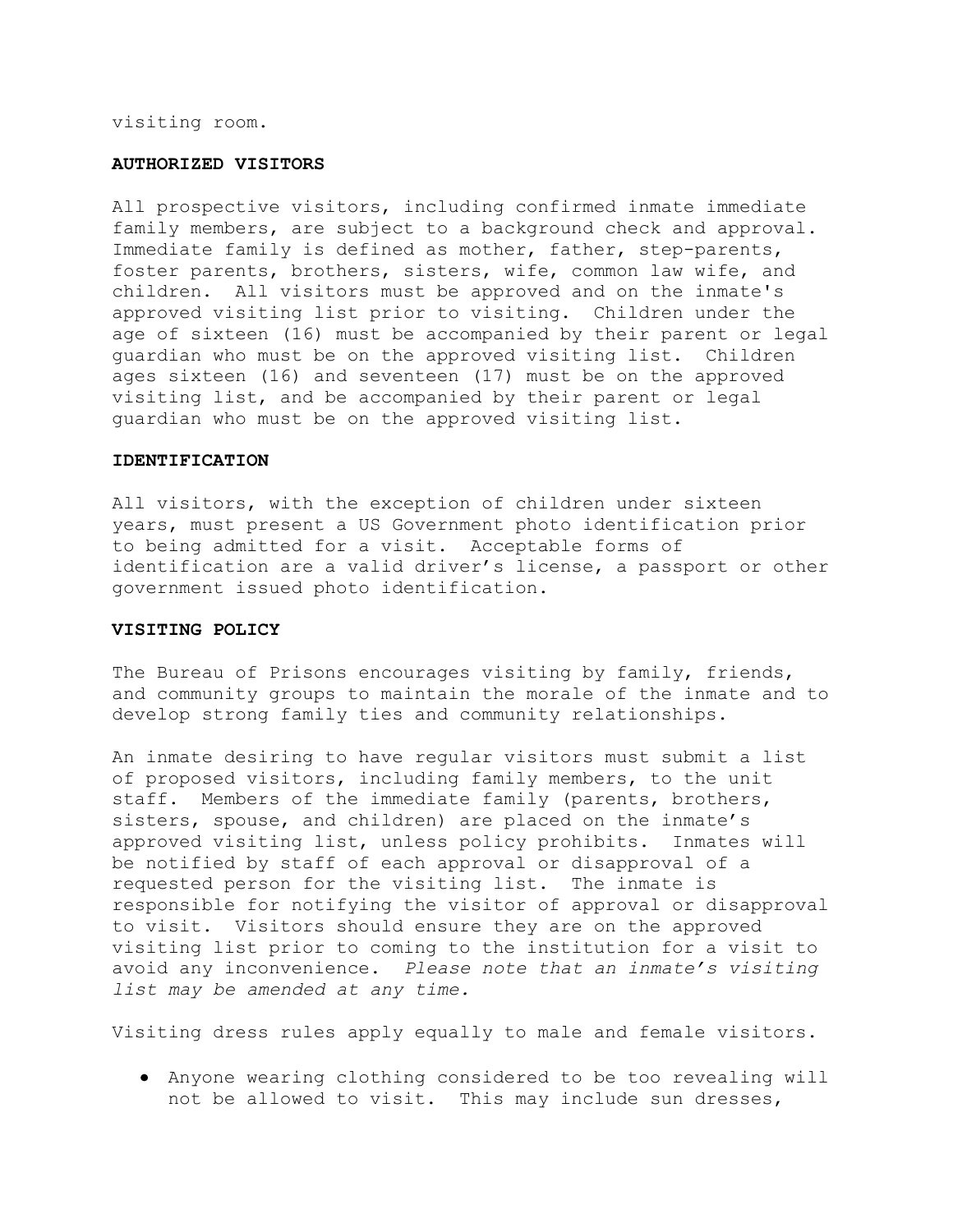visiting room.

**AUTHORIZED VISITORS**

All prospective visitors, including confirmed inmate immediate family members, are subject to a background check and approval. Immediate family is defined as mother, father, step-parents, foster parents, brothers, sisters, wife, common law wife, and children. All visitors must be approved and on the inmate's approved visiting list prior to visiting. Children under the age of sixteen (16) must be accompanied by their parent or legal guardian who must be on the approved visiting list. Children ages sixteen (16) and seventeen (17) must be on the approved visiting list, and be accompanied by their parent or legal guardian who must be on the approved visiting list.

**IDENTIFICATION**

All visitors, with the exception of children under sixteen years, must present a US Government photo identification prior to being admitted for a visit. Acceptable forms of identification are a valid driver's license, a passport or other government issued photo identification.

**VISITING POLICY**

The Bureau of Prisons encourages visiting by family, friends, and community groups to maintain the morale of the inmate and to develop strong family ties and community relationships.

An inmate desiring to have regular visitors must submit a list of proposed visitors, including family members, to the unit staff. Members of the immediate family (parents, brothers, sisters, spouse, and children) are placed on the inmate's approved visiting list, unless policy prohibits. Inmates will be notified by staff of each approval or disapproval of a requested person for the visiting list. The inmate is responsible for notifying the visitor of approval or disapproval to visit. Visitors should ensure they are on the approved visiting list prior to coming to the institution for a visit to avoid any inconvenience. *Please note that an inmate's visiting list may be amended at any time.*

Visiting dress rules apply equally to male and female visitors.

- Anyone wearing clothing considered to be too revealing will not be allowed to visit. This may include sun dresses,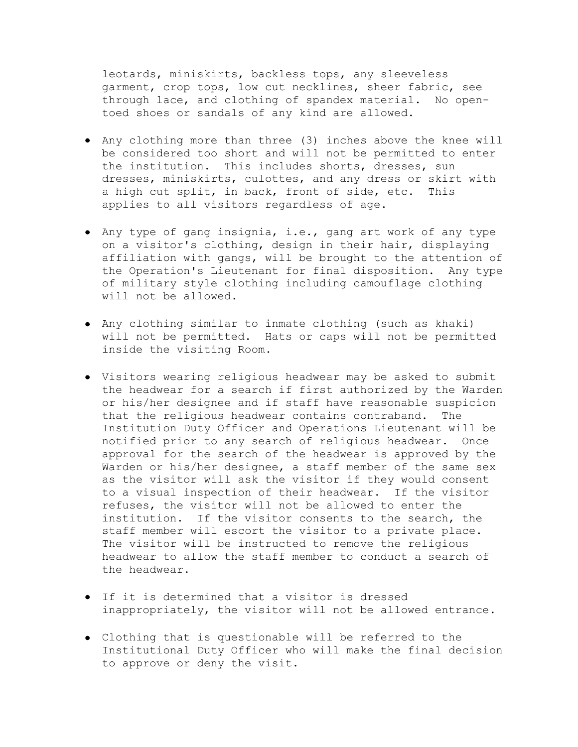leotards, miniskirts, backless tops, any sleeveless garment, crop tops, low cut necklines, sheer fabric, see through lace, and clothing of spandex material. No open-toed shoes or sandals of any kind are allowed.

- Any clothing more than three (3) inches above the knee will be considered too short and will not be permitted to enter the institution. This includes shorts, dresses, sun dresses, miniskirts, culottes, and any dress or skirt with a high cut split, in back, front of side, etc. This applies to all visitors regardless of age.

- Any type of gang insignia, i.e., gang art work of any type on a visitor's clothing, design in their hair, displaying affiliation with gangs, will be brought to the attention of the Operation's Lieutenant for final disposition. Any type of military style clothing including camouflage clothing will not be allowed.

- Any clothing similar to inmate clothing (such as khaki) will not be permitted. Hats or caps will not be permitted inside the visiting Room.

- Visitors wearing religious headwear may be asked to submit the headwear for a search if first authorized by the Warden or his/her designee and if staff have reasonable suspicion that the religious headwear contains contraband. The Institution Duty Officer and Operations Lieutenant will be notified prior to any search of religious headwear. Once approval for the search of the headwear is approved by the Warden or his/her designee, a staff member of the same sex as the visitor will ask the visitor if they would consent to a visual inspection of their headwear. If the visitor refuses, the visitor will not be allowed to enter the institution. If the visitor consents to the search, the staff member will escort the visitor to a private place. The visitor will be instructed to remove the religious headwear to allow the staff member to conduct a search of the headwear.

- If it is determined that a visitor is dressed inappropriately, the visitor will not be allowed entrance.

- Clothing that is questionable will be referred to the Institutional Duty Officer who will make the final decision to approve or deny the visit.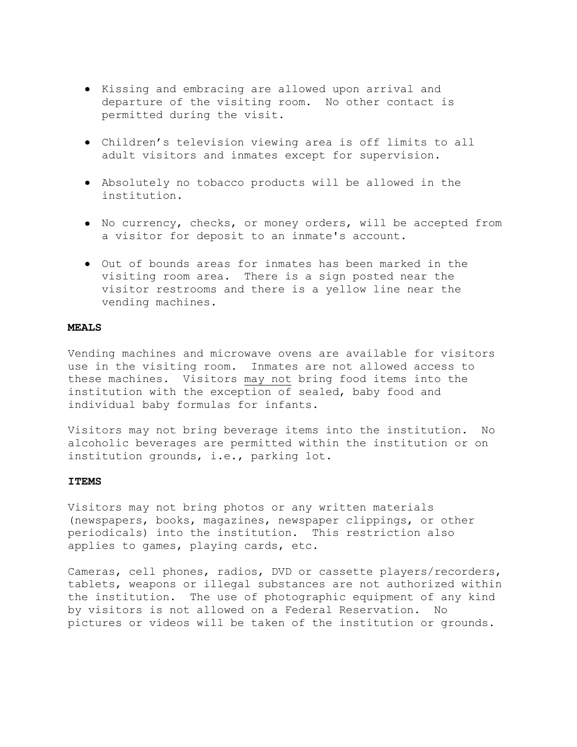- Kissing and embracing are allowed upon arrival and departure of the visiting room. No other contact is permitted during the visit.

- Children's television viewing area is off limits to all adult visitors and inmates except for supervision.

- Absolutely no tobacco products will be allowed in the institution.

- No currency, checks, or money orders, will be accepted from a visitor for deposit to an inmate's account.

- Out of bounds areas for inmates has been marked in the visiting room area. There is a sign posted near the visitor restrooms and there is a yellow line near the vending machines.

**MEALS**

Vending machines and microwave ovens are available for visitors use in the visiting room. Inmates are not allowed access to these machines. Visitors <u>may not</u> bring food items into the institution with the exception of sealed, baby food and individual baby formulas for infants.

Visitors may not bring beverage items into the institution. No alcoholic beverages are permitted within the institution or on institution grounds, i.e., parking lot.

**ITEMS**

Visitors may not bring photos or any written materials (newspapers, books, magazines, newspaper clippings, or other periodicals) into the institution. This restriction also applies to games, playing cards, etc.

Cameras, cell phones, radios, DVD or cassette players/recorders, tablets, weapons or illegal substances are not authorized within the institution. The use of photographic equipment of any kind by visitors is not allowed on a Federal Reservation. No pictures or videos will be taken of the institution or grounds.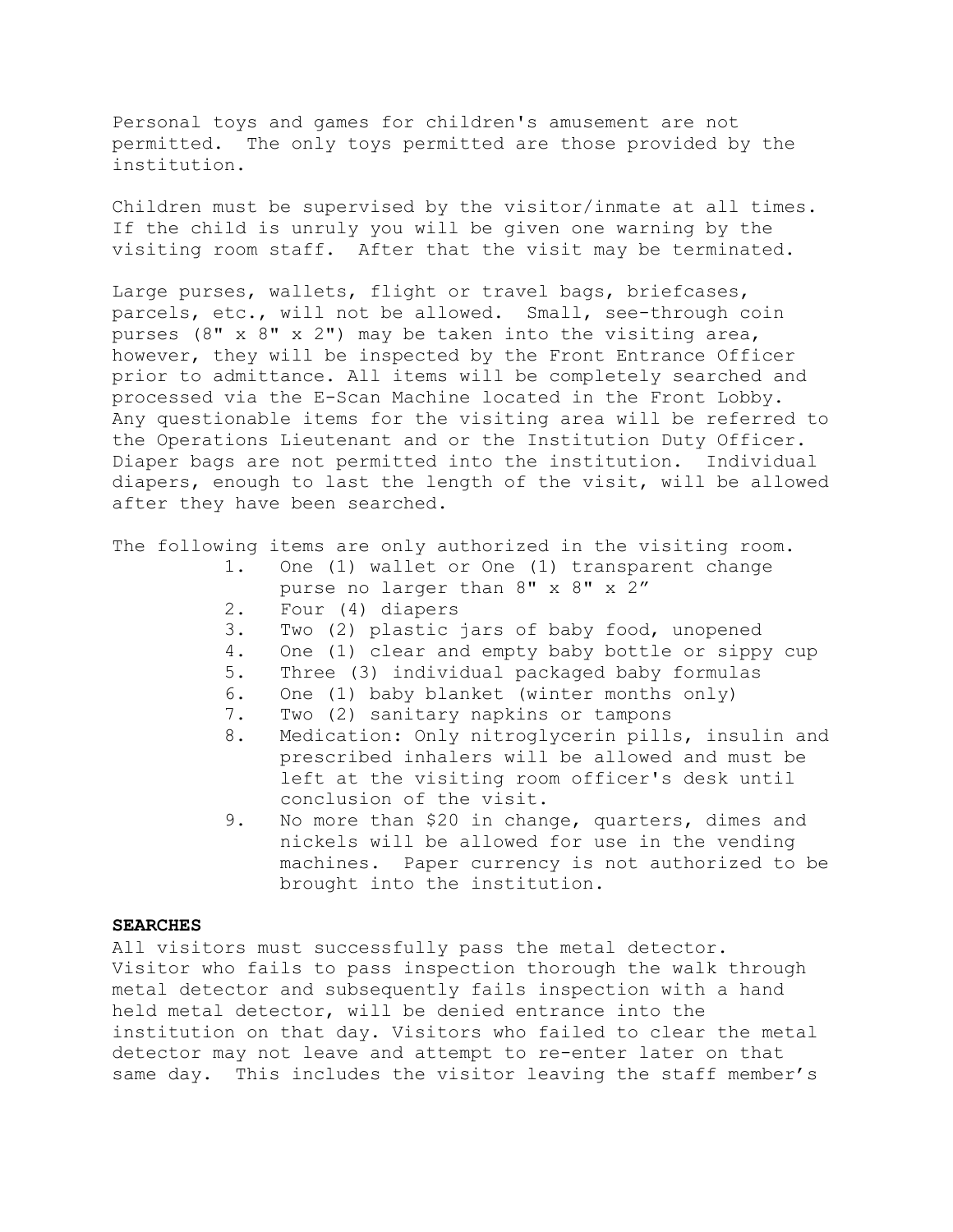Personal toys and games for children's amusement are not permitted. The only toys permitted are those provided by the institution.

Children must be supervised by the visitor/inmate at all times. If the child is unruly you will be given one warning by the visiting room staff. After that the visit may be terminated.

Large purses, wallets, flight or travel bags, briefcases, parcels, etc., will not be allowed. Small, see-through coin purses (8" x 8" x 2") may be taken into the visiting area, however, they will be inspected by the Front Entrance Officer prior to admittance. All items will be completely searched and processed via the E-Scan Machine located in the Front Lobby. Any questionable items for the visiting area will be referred to the Operations Lieutenant and or the Institution Duty Officer. Diaper bags are not permitted into the institution. Individual diapers, enough to last the length of the visit, will be allowed after they have been searched.

The following items are only authorized in the visiting room.

1. One (1) wallet or One (1) transparent change purse no larger than 8" x 8" x 2"
2. Four (4) diapers
3. Two (2) plastic jars of baby food, unopened
4. One (1) clear and empty baby bottle or sippy cup
5. Three (3) individual packaged baby formulas
6. One (1) baby blanket (winter months only)
7. Two (2) sanitary napkins or tampons
8. Medication: Only nitroglycerin pills, insulin and prescribed inhalers will be allowed and must be left at the visiting room officer's desk until conclusion of the visit.
9. No more than $20 in change, quarters, dimes and nickels will be allowed for use in the vending machines. Paper currency is not authorized to be brought into the institution.

**SEARCHES**

All visitors must successfully pass the metal detector. Visitor who fails to pass inspection thorough the walk through metal detector and subsequently fails inspection with a hand held metal detector, will be denied entrance into the institution on that day. Visitors who failed to clear the metal detector may not leave and attempt to re-enter later on that same day. This includes the visitor leaving the staff member's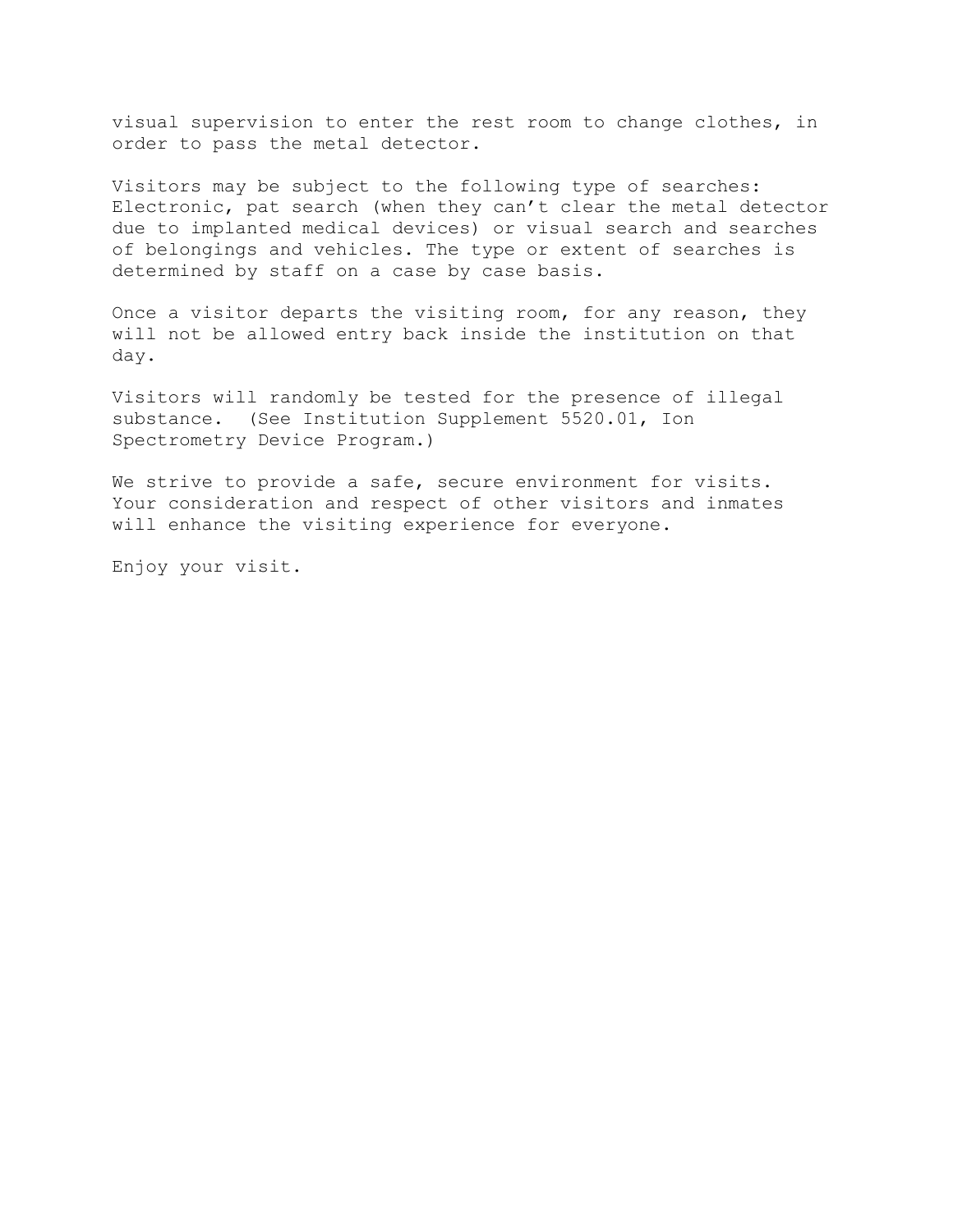visual supervision to enter the rest room to change clothes, in order to pass the metal detector.

Visitors may be subject to the following type of searches: Electronic, pat search (when they can't clear the metal detector due to implanted medical devices) or visual search and searches of belongings and vehicles. The type or extent of searches is determined by staff on a case by case basis.

Once a visitor departs the visiting room, for any reason, they will not be allowed entry back inside the institution on that day.

Visitors will randomly be tested for the presence of illegal substance. (See Institution Supplement 5520.01, Ion Spectrometry Device Program.)

We strive to provide a safe, secure environment for visits. Your consideration and respect of other visitors and inmates will enhance the visiting experience for everyone.

Enjoy your visit.